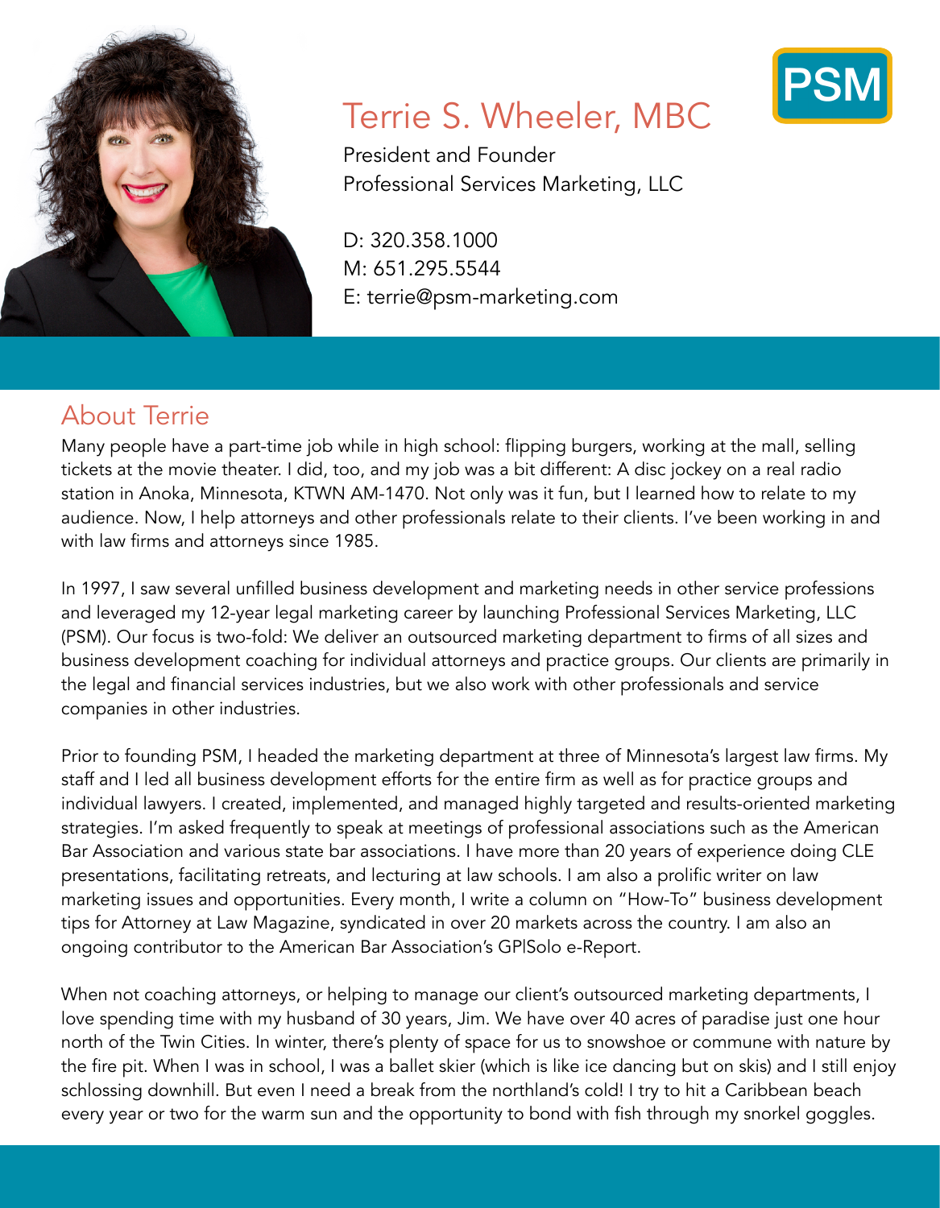# Terrie S. Wheeler, MBC

President and Founder
Professional Services Marketing, LLC

D: 320.358.1000
M: 651.295.5544
E: terrie@psm-marketing.com

PSM

## About Terrie

Many people have a part-time job while in high school: flipping burgers, working at the mall, selling tickets at the movie theater. I did, too, and my job was a bit different: A disc jockey on a real radio station in Anoka, Minnesota, KTWN AM-1470. Not only was it fun, but I learned how to relate to my audience. Now, I help attorneys and other professionals relate to their clients. I've been working in and with law firms and attorneys since 1985.

In 1997, I saw several unfilled business development and marketing needs in other service professions and leveraged my 12-year legal marketing career by launching Professional Services Marketing, LLC (PSM). Our focus is two-fold: We deliver an outsourced marketing department to firms of all sizes and business development coaching for individual attorneys and practice groups. Our clients are primarily in the legal and financial services industries, but we also work with other professionals and service companies in other industries.

Prior to founding PSM, I headed the marketing department at three of Minnesota's largest law firms. My staff and I led all business development efforts for the entire firm as well as for practice groups and individual lawyers. I created, implemented, and managed highly targeted and results-oriented marketing strategies. I'm asked frequently to speak at meetings of professional associations such as the American Bar Association and various state bar associations. I have more than 20 years of experience doing CLE presentations, facilitating retreats, and lecturing at law schools. I am also a prolific writer on law marketing issues and opportunities. Every month, I write a column on "How-To" business development tips for Attorney at Law Magazine, syndicated in over 20 markets across the country. I am also an ongoing contributor to the American Bar Association's GP|Solo e-Report.

When not coaching attorneys, or helping to manage our client's outsourced marketing departments, I love spending time with my husband of 30 years, Jim. We have over 40 acres of paradise just one hour north of the Twin Cities. In winter, there's plenty of space for us to snowshoe or commune with nature by the fire pit. When I was in school, I was a ballet skier (which is like ice dancing but on skis) and I still enjoy schlossing downhill. But even I need a break from the northland's cold! I try to hit a Caribbean beach every year or two for the warm sun and the opportunity to bond with fish through my snorkel goggles.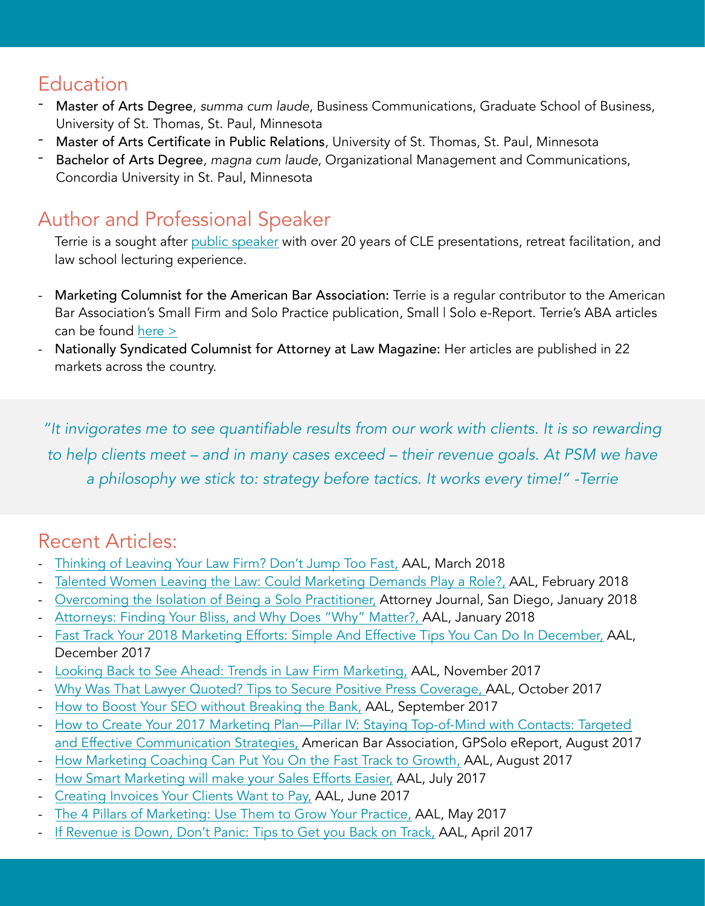## Education

- **Master of Arts Degree**, *summa cum laude*, Business Communications, Graduate School of Business, University of St. Thomas, St. Paul, Minnesota
- **Master of Arts Certificate in Public Relations**, University of St. Thomas, St. Paul, Minnesota
- **Bachelor of Arts Degree**, *magna cum laude*, Organizational Management and Communications, Concordia University in St. Paul, Minnesota

## Author and Professional Speaker

Terrie is a sought after public speaker with over 20 years of CLE presentations, retreat facilitation, and law school lecturing experience.

- **Marketing Columnist for the American Bar Association:** Terrie is a regular contributor to the American Bar Association's Small Firm and Solo Practice publication, Small | Solo e-Report. Terrie's ABA articles can be found here >
- **Nationally Syndicated Columnist for Attorney at Law Magazine:** Her articles are published in 22 markets across the country.

*"It invigorates me to see quantifiable results from our work with clients. It is so rewarding to help clients meet – and in many cases exceed – their revenue goals. At PSM we have a philosophy we stick to: strategy before tactics. It works every time!" -Terrie*

## Recent Articles:

- Thinking of Leaving Your Law Firm? Don't Jump Too Fast, AAL, March 2018
- Talented Women Leaving the Law: Could Marketing Demands Play a Role?, AAL, February 2018
- Overcoming the Isolation of Being a Solo Practitioner, Attorney Journal, San Diego, January 2018
- Attorneys: Finding Your Bliss, and Why Does "Why" Matter?, AAL, January 2018
- Fast Track Your 2018 Marketing Efforts: Simple And Effective Tips You Can Do In December, AAL, December 2017
- Looking Back to See Ahead: Trends in Law Firm Marketing, AAL, November 2017
- Why Was That Lawyer Quoted? Tips to Secure Positive Press Coverage, AAL, October 2017
- How to Boost Your SEO without Breaking the Bank, AAL, September 2017
- How to Create Your 2017 Marketing Plan—Pillar IV: Staying Top-of-Mind with Contacts: Targeted and Effective Communication Strategies, American Bar Association, GPSolo eReport, August 2017
- How Marketing Coaching Can Put You On the Fast Track to Growth, AAL, August 2017
- How Smart Marketing will make your Sales Efforts Easier, AAL, July 2017
- Creating Invoices Your Clients Want to Pay, AAL, June 2017
- The 4 Pillars of Marketing: Use Them to Grow Your Practice, AAL, May 2017
- If Revenue is Down, Don't Panic: Tips to Get you Back on Track, AAL, April 2017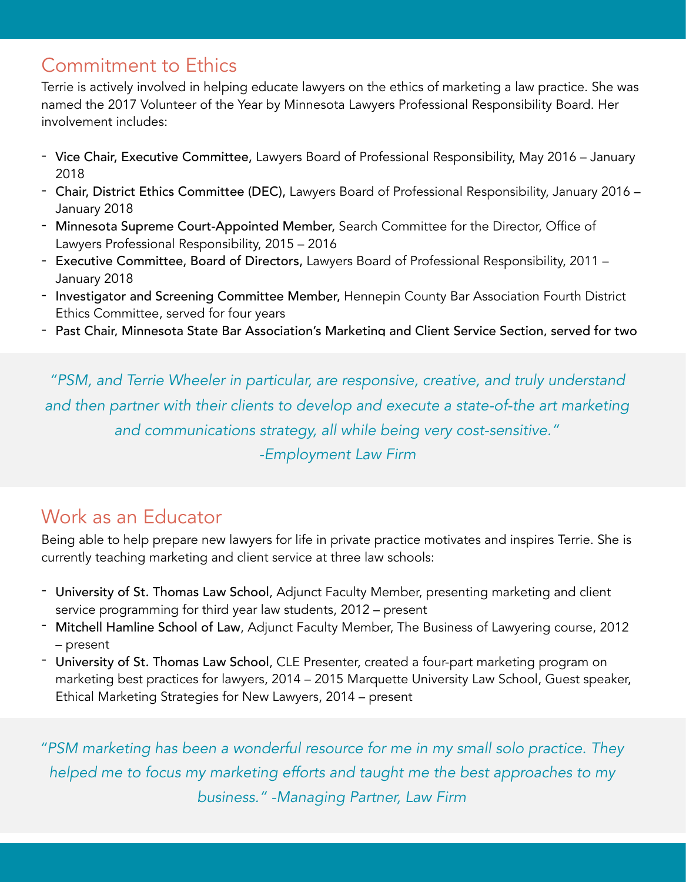## Commitment to Ethics

Terrie is actively involved in helping educate lawyers on the ethics of marketing a law practice. She was named the 2017 Volunteer of the Year by Minnesota Lawyers Professional Responsibility Board. Her involvement includes:

- Vice Chair, Executive Committee, Lawyers Board of Professional Responsibility, May 2016 – January 2018
- Chair, District Ethics Committee (DEC), Lawyers Board of Professional Responsibility, January 2016 – January 2018
- Minnesota Supreme Court-Appointed Member, Search Committee for the Director, Office of Lawyers Professional Responsibility, 2015 – 2016
- Executive Committee, Board of Directors, Lawyers Board of Professional Responsibility, 2011 – January 2018
- Investigator and Screening Committee Member, Hennepin County Bar Association Fourth District Ethics Committee, served for four years
- Past Chair, Minnesota State Bar Association's Marketing and Client Service Section, served for two

*"PSM, and Terrie Wheeler in particular, are responsive, creative, and truly understand and then partner with their clients to develop and execute a state-of-the art marketing and communications strategy, all while being very cost-sensitive."*
*-Employment Law Firm*

## Work as an Educator

Being able to help prepare new lawyers for life in private practice motivates and inspires Terrie. She is currently teaching marketing and client service at three law schools:

- University of St. Thomas Law School, Adjunct Faculty Member, presenting marketing and client service programming for third year law students, 2012 – present
- Mitchell Hamline School of Law, Adjunct Faculty Member, The Business of Lawyering course, 2012 – present
- University of St. Thomas Law School, CLE Presenter, created a four-part marketing program on marketing best practices for lawyers, 2014 – 2015 Marquette University Law School, Guest speaker, Ethical Marketing Strategies for New Lawyers, 2014 – present

*"PSM marketing has been a wonderful resource for me in my small solo practice. They helped me to focus my marketing efforts and taught me the best approaches to my business." -Managing Partner, Law Firm*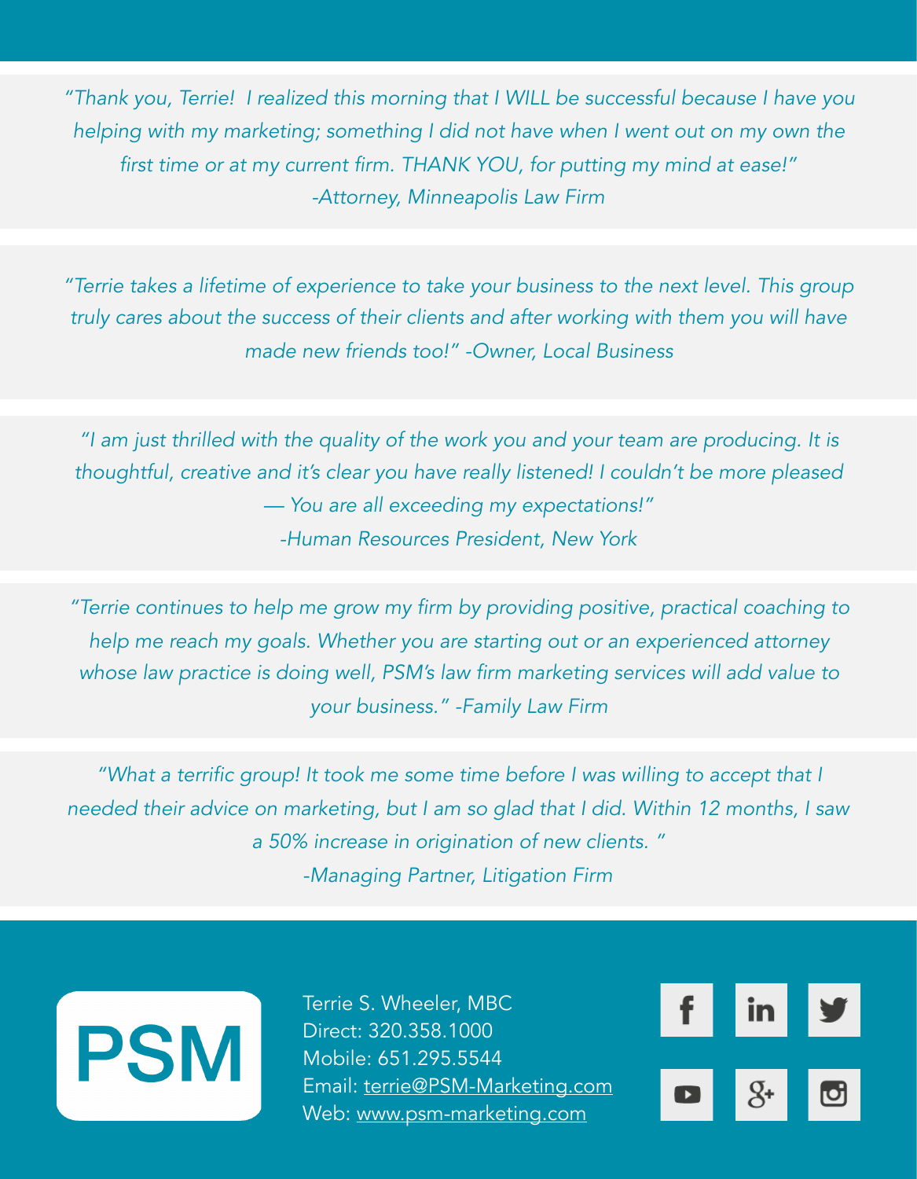*"Thank you, Terrie!  I realized this morning that I WILL be successful because I have you helping with my marketing; something I did not have when I went out on my own the first time or at my current firm. THANK YOU, for putting my mind at ease!"*
*-Attorney, Minneapolis Law Firm*

*"Terrie takes a lifetime of experience to take your business to the next level. This group truly cares about the success of their clients and after working with them you will have made new friends too!" -Owner, Local Business*

*"I am just thrilled with the quality of the work you and your team are producing. It is thoughtful, creative and it's clear you have really listened! I couldn't be more pleased — You are all exceeding my expectations!"*
*-Human Resources President, New York*

*"Terrie continues to help me grow my firm by providing positive, practical coaching to help me reach my goals. Whether you are starting out or an experienced attorney whose law practice is doing well, PSM's law firm marketing services will add value to your business." -Family Law Firm*

*"What a terrific group! It took me some time before I was willing to accept that I needed their advice on marketing, but I am so glad that I did. Within 12 months, I saw a 50% increase in origination of new clients. "*
*-Managing Partner, Litigation Firm*

PSM

Terrie S. Wheeler, MBC
Direct: 320.358.1000
Mobile: 651.295.5544
Email: terrie@PSM-Marketing.com
Web: www.psm-marketing.com